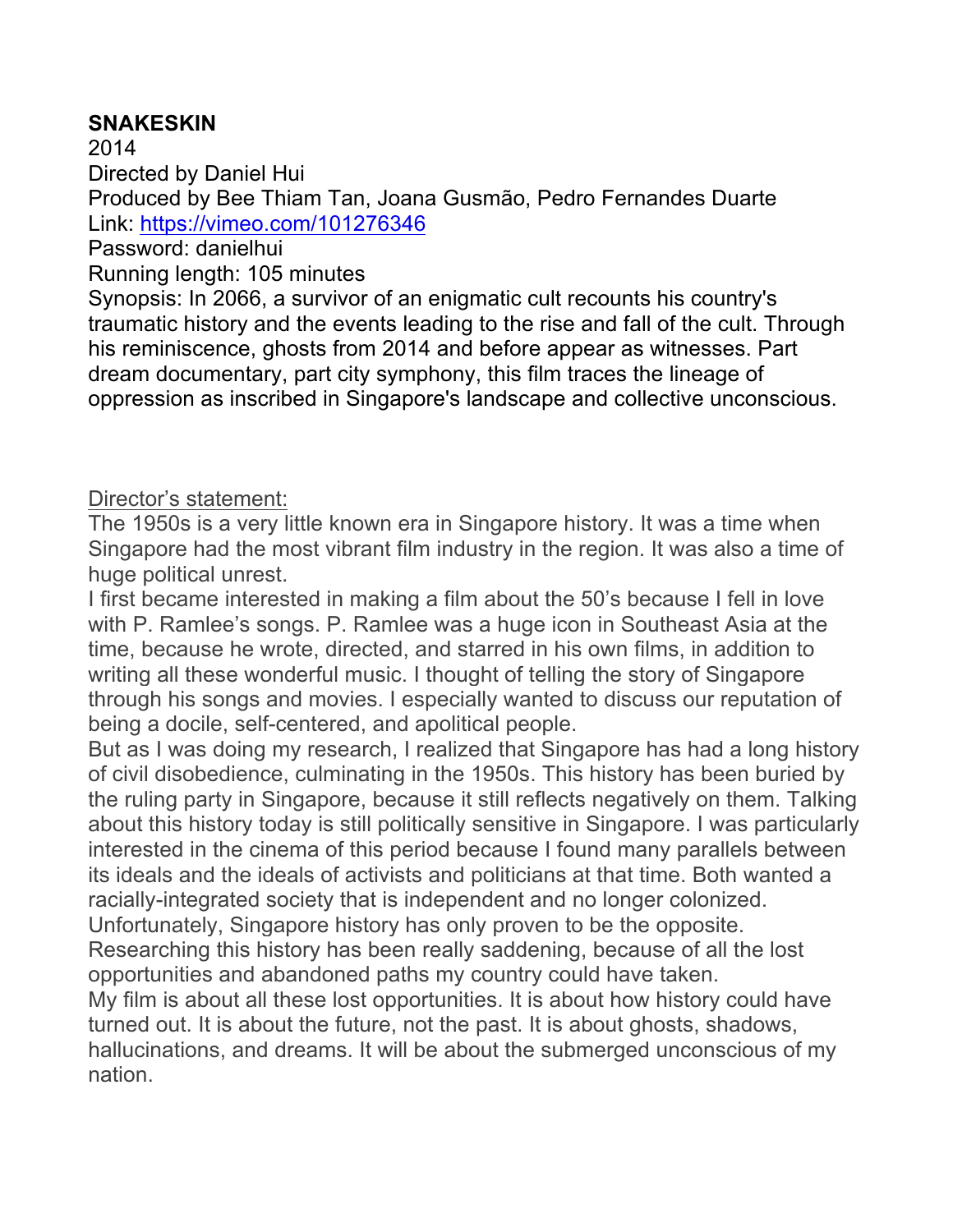**SNAKESKIN**

2014

Directed by Daniel Hui

Produced by Bee Thiam Tan, Joana Gusmão, Pedro Fernandes Duarte

Link: [https://vimeo.com/101276346](https://vimeo.com/101276346)

Password: danielhui

Running length: 105 minutes

Synopsis: In 2066, a survivor of an enigmatic cult recounts his country's traumatic history and the events leading to the rise and fall of the cult. Through his reminiscence, ghosts from 2014 and before appear as witnesses. Part dream documentary, part city symphony, this film traces the lineage of oppression as inscribed in Singapore's landscape and collective unconscious.

<u>Director's statement:</u>

The 1950s is a very little known era in Singapore history. It was a time when Singapore had the most vibrant film industry in the region. It was also a time of huge political unrest.

I first became interested in making a film about the 50's because I fell in love with P. Ramlee's songs. P. Ramlee was a huge icon in Southeast Asia at the time, because he wrote, directed, and starred in his own films, in addition to writing all these wonderful music. I thought of telling the story of Singapore through his songs and movies. I especially wanted to discuss our reputation of being a docile, self-centered, and apolitical people.

But as I was doing my research, I realized that Singapore has had a long history of civil disobedience, culminating in the 1950s. This history has been buried by the ruling party in Singapore, because it still reflects negatively on them. Talking about this history today is still politically sensitive in Singapore. I was particularly interested in the cinema of this period because I found many parallels between its ideals and the ideals of activists and politicians at that time. Both wanted a racially-integrated society that is independent and no longer colonized. Unfortunately, Singapore history has only proven to be the opposite. Researching this history has been really saddening, because of all the lost opportunities and abandoned paths my country could have taken.

My film is about all these lost opportunities. It is about how history could have turned out. It is about the future, not the past. It is about ghosts, shadows, hallucinations, and dreams. It will be about the submerged unconscious of my nation.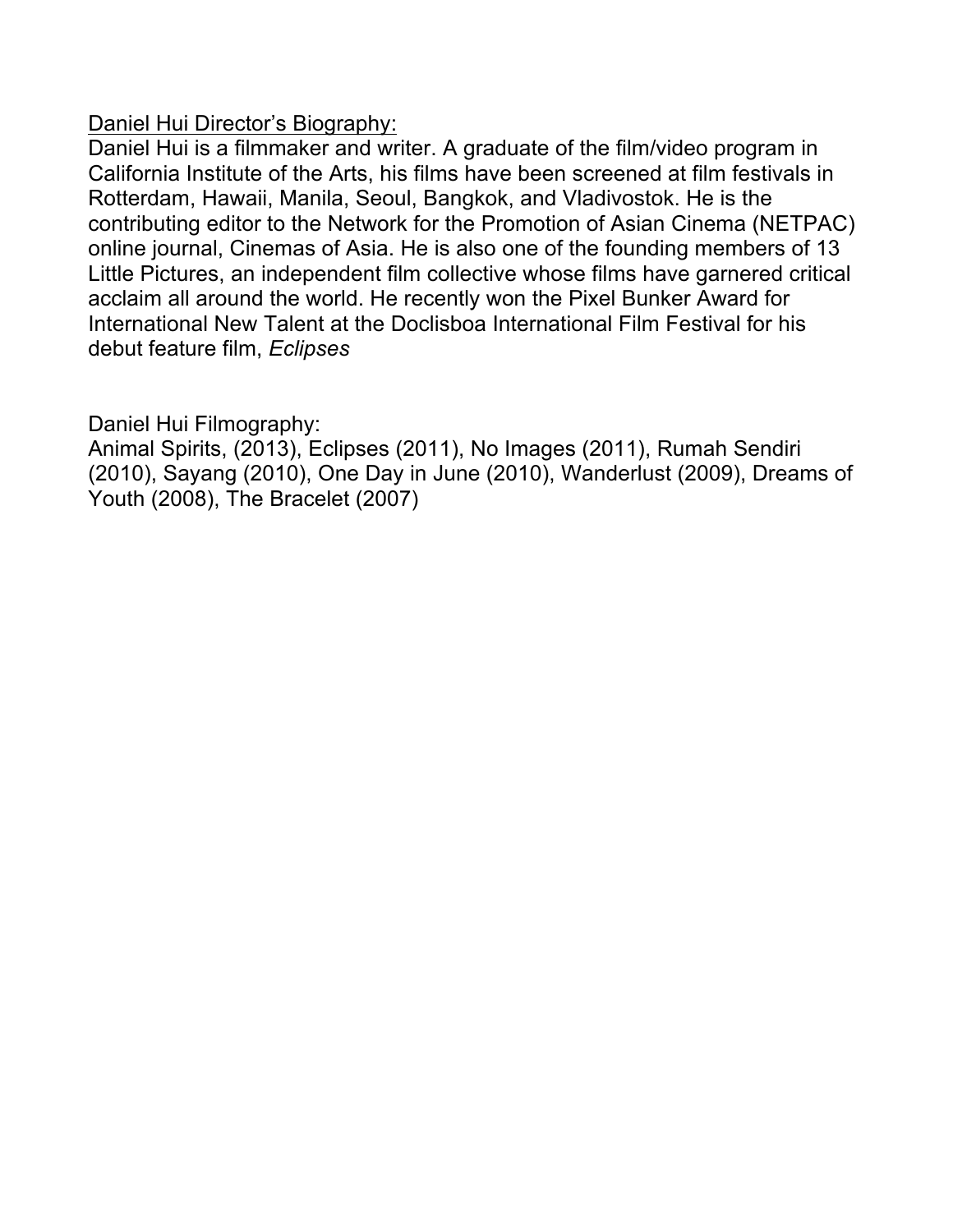Daniel Hui Director's Biography:

Daniel Hui is a filmmaker and writer. A graduate of the film/video program in California Institute of the Arts, his films have been screened at film festivals in Rotterdam, Hawaii, Manila, Seoul, Bangkok, and Vladivostok. He is the contributing editor to the Network for the Promotion of Asian Cinema (NETPAC) online journal, Cinemas of Asia. He is also one of the founding members of 13 Little Pictures, an independent film collective whose films have garnered critical acclaim all around the world. He recently won the Pixel Bunker Award for International New Talent at the Doclisboa International Film Festival for his debut feature film, *Eclipses*

Daniel Hui Filmography:

Animal Spirits, (2013), Eclipses (2011), No Images (2011), Rumah Sendiri (2010), Sayang (2010), One Day in June (2010), Wanderlust (2009), Dreams of Youth (2008), The Bracelet (2007)